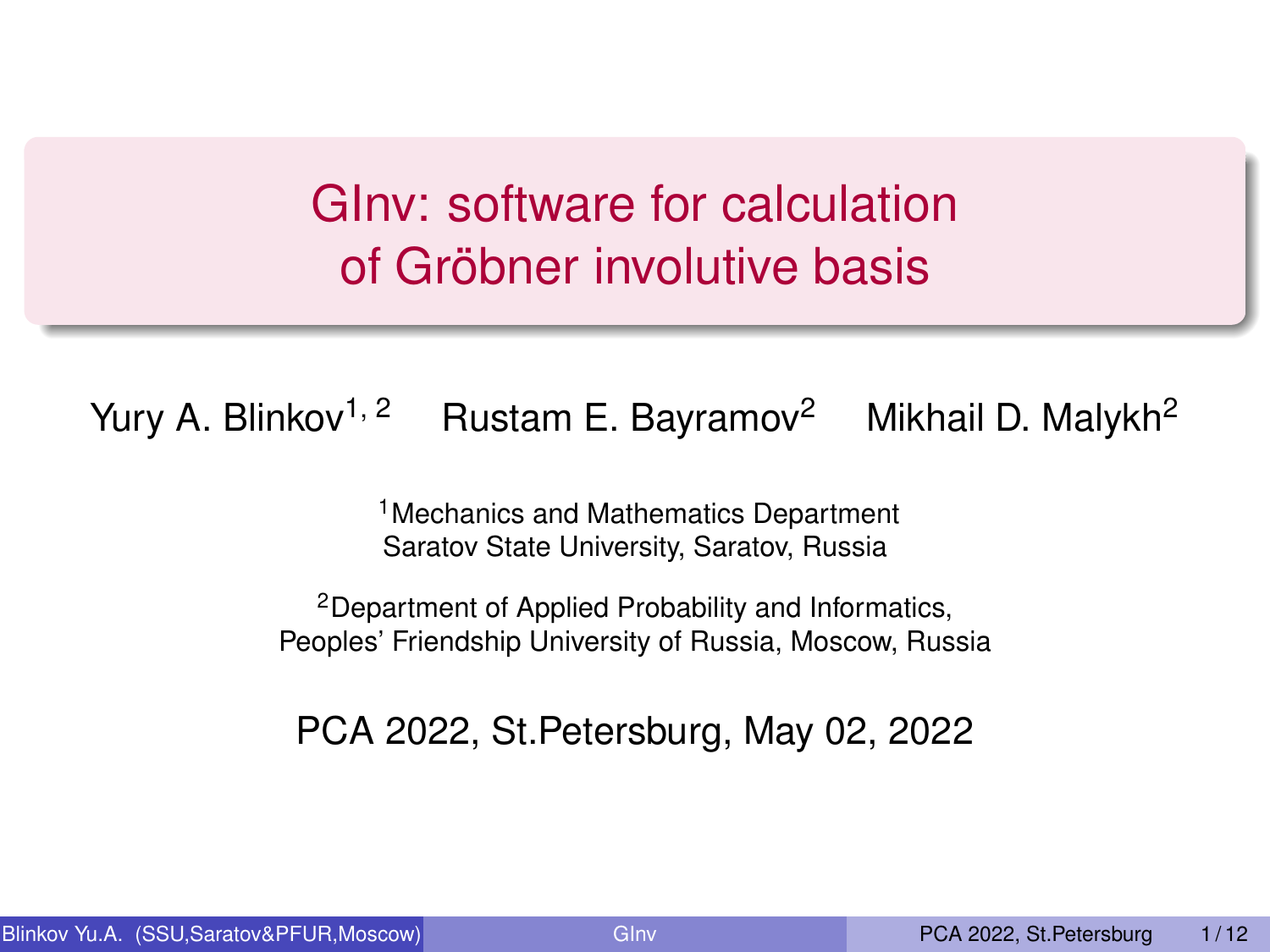# GInv: software for calculation of Gröbner involutive basis

Yury A. Blinkov[1, 2] Rustam E. Bayramov[2] Mikhail D. Malykh[2]

[1]Mechanics and Mathematics Department
Saratov State University, Saratov, Russia

[2]Department of Applied Probability and Informatics,
Peoples' Friendship University of Russia, Moscow, Russia

PCA 2022, St.Petersburg, May 02, 2022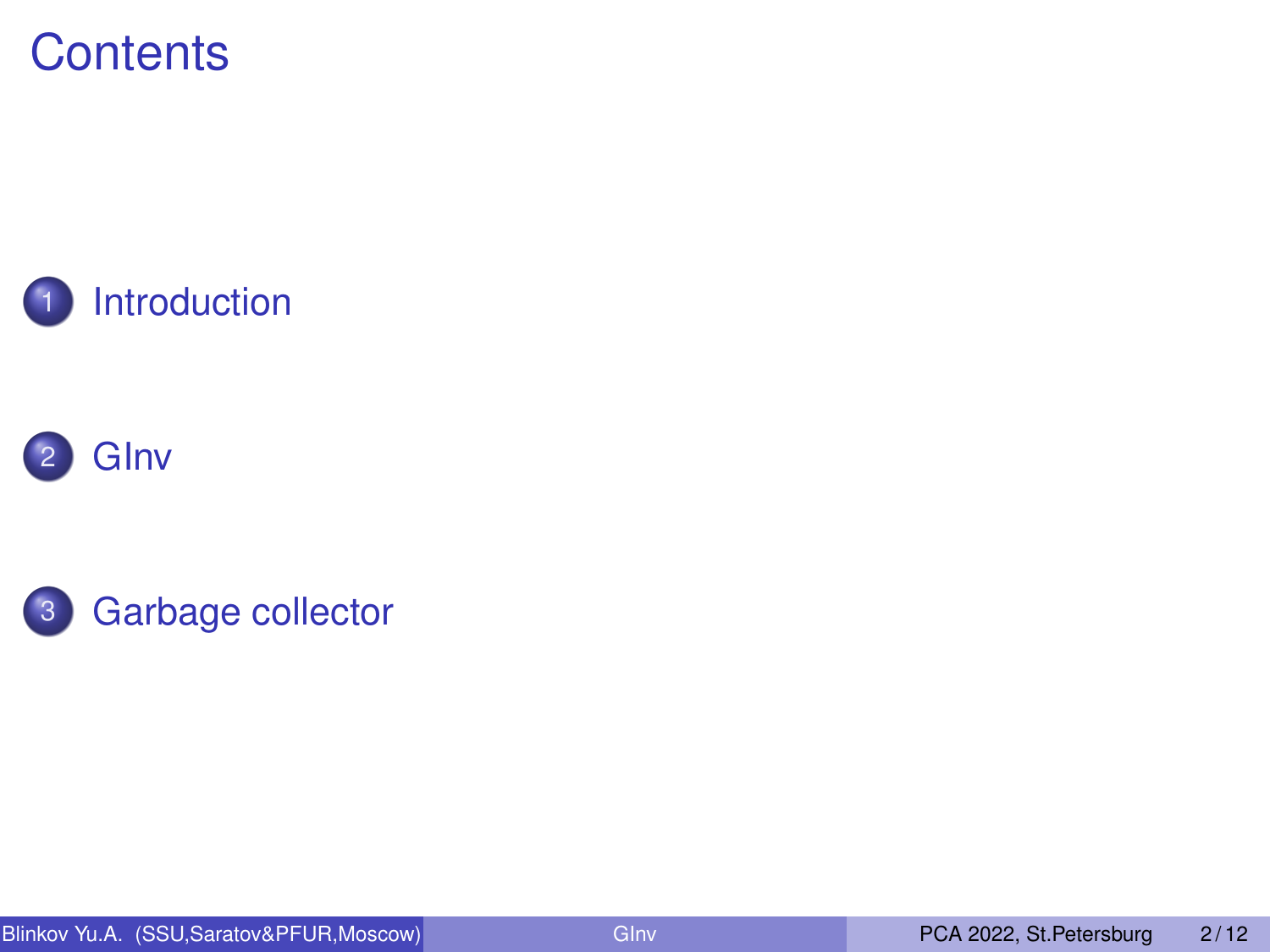# Contents

1. Introduction
2. GInv
3. Garbage collector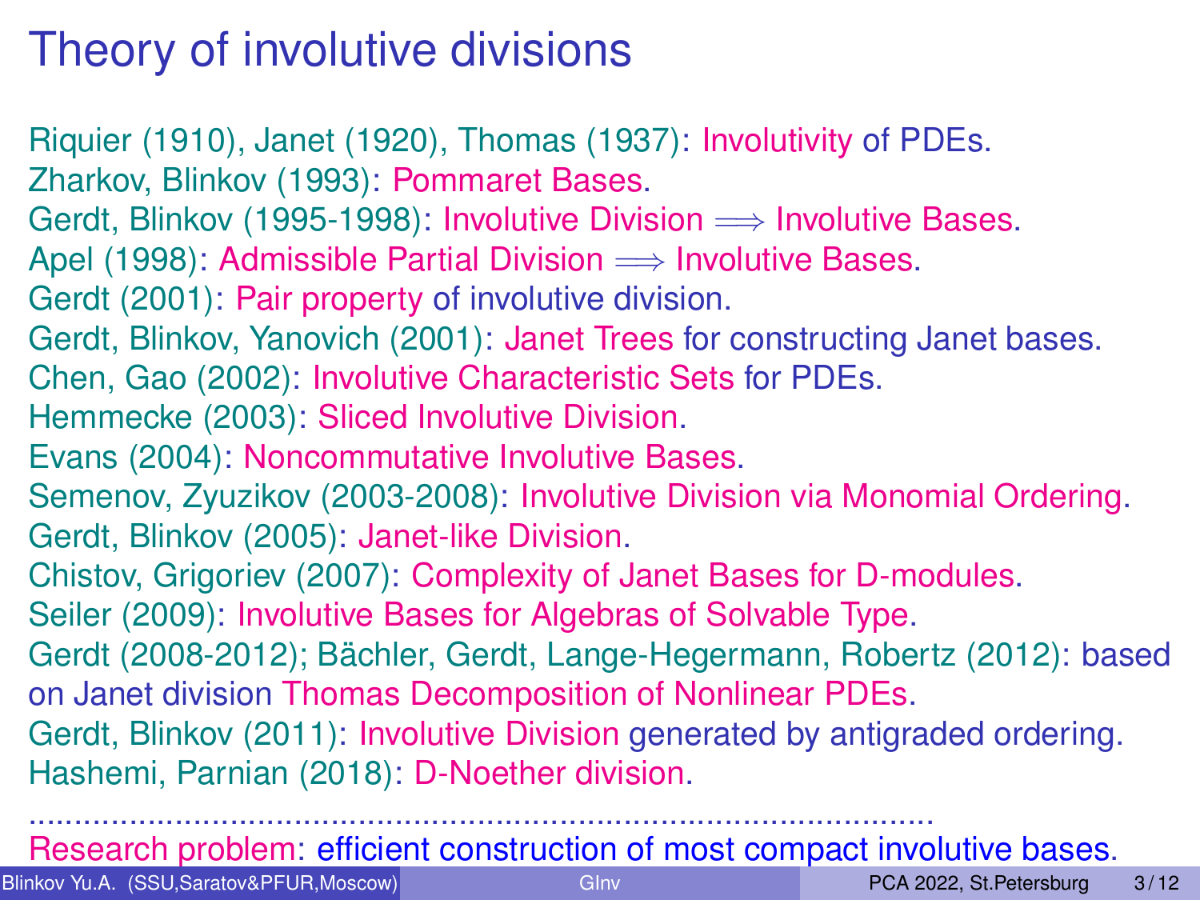# Theory of involutive divisions

Riquier (1910), Janet (1920), Thomas (1937): Involutivity of PDEs.
Zharkov, Blinkov (1993): Pommaret Bases.
Gerdt, Blinkov (1995-1998): Involutive Division $\Longrightarrow$ Involutive Bases.
Apel (1998): Admissible Partial Division $\Longrightarrow$ Involutive Bases.
Gerdt (2001): Pair property of involutive division.
Gerdt, Blinkov, Yanovich (2001): Janet Trees for constructing Janet bases.
Chen, Gao (2002): Involutive Characteristic Sets for PDEs.
Hemmecke (2003): Sliced Involutive Division.
Evans (2004): Noncommutative Involutive Bases.
Semenov, Zyuzikov (2003-2008): Involutive Division via Monomial Ordering.
Gerdt, Blinkov (2005): Janet-like Division.
Chistov, Grigoriev (2007): Complexity of Janet Bases for D-modules.
Seiler (2009): Involutive Bases for Algebras of Solvable Type.
Gerdt (2008-2012); Bächler, Gerdt, Lange-Hegermann, Robertz (2012): based on Janet division Thomas Decomposition of Nonlinear PDEs.
Gerdt, Blinkov (2011): Involutive Division generated by antigraded ordering.
Hashemi, Parnian (2018): D-Noether division.

..........................................................................................

Research problem: efficient construction of most compact involutive bases.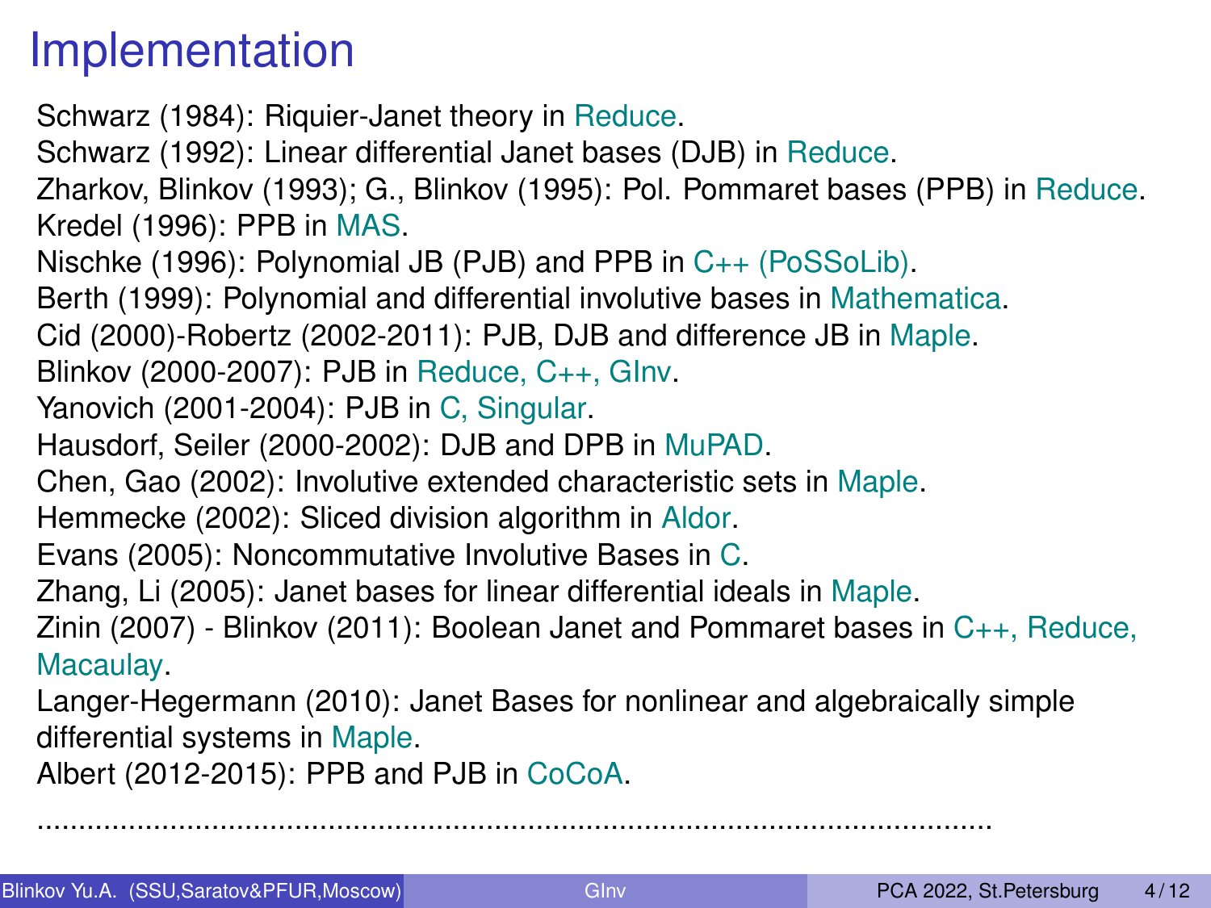# Implementation

Schwarz (1984): Riquier-Janet theory in Reduce.
Schwarz (1992): Linear differential Janet bases (DJB) in Reduce.
Zharkov, Blinkov (1993); G., Blinkov (1995): Pol. Pommaret bases (PPB) in Reduce.
Kredel (1996): PPB in MAS.
Nischke (1996): Polynomial JB (PJB) and PPB in C++ (PoSSoLib).
Berth (1999): Polynomial and differential involutive bases in Mathematica.
Cid (2000)-Robertz (2002-2011): PJB, DJB and difference JB in Maple.
Blinkov (2000-2007): PJB in Reduce, C++, GInv.
Yanovich (2001-2004): PJB in C, Singular.
Hausdorf, Seiler (2000-2002): DJB and DPB in MuPAD.
Chen, Gao (2002): Involutive extended characteristic sets in Maple.
Hemmecke (2002): Sliced division algorithm in Aldor.
Evans (2005): Noncommutative Involutive Bases in C.
Zhang, Li (2005): Janet bases for linear differential ideals in Maple.
Zinin (2007) - Blinkov (2011): Boolean Janet and Pommaret bases in C++, Reduce, Macaulay.
Langer-Hegermann (2010): Janet Bases for nonlinear and algebraically simple differential systems in Maple.
Albert (2012-2015): PPB and PJB in CoCoA.

..........................................................................................................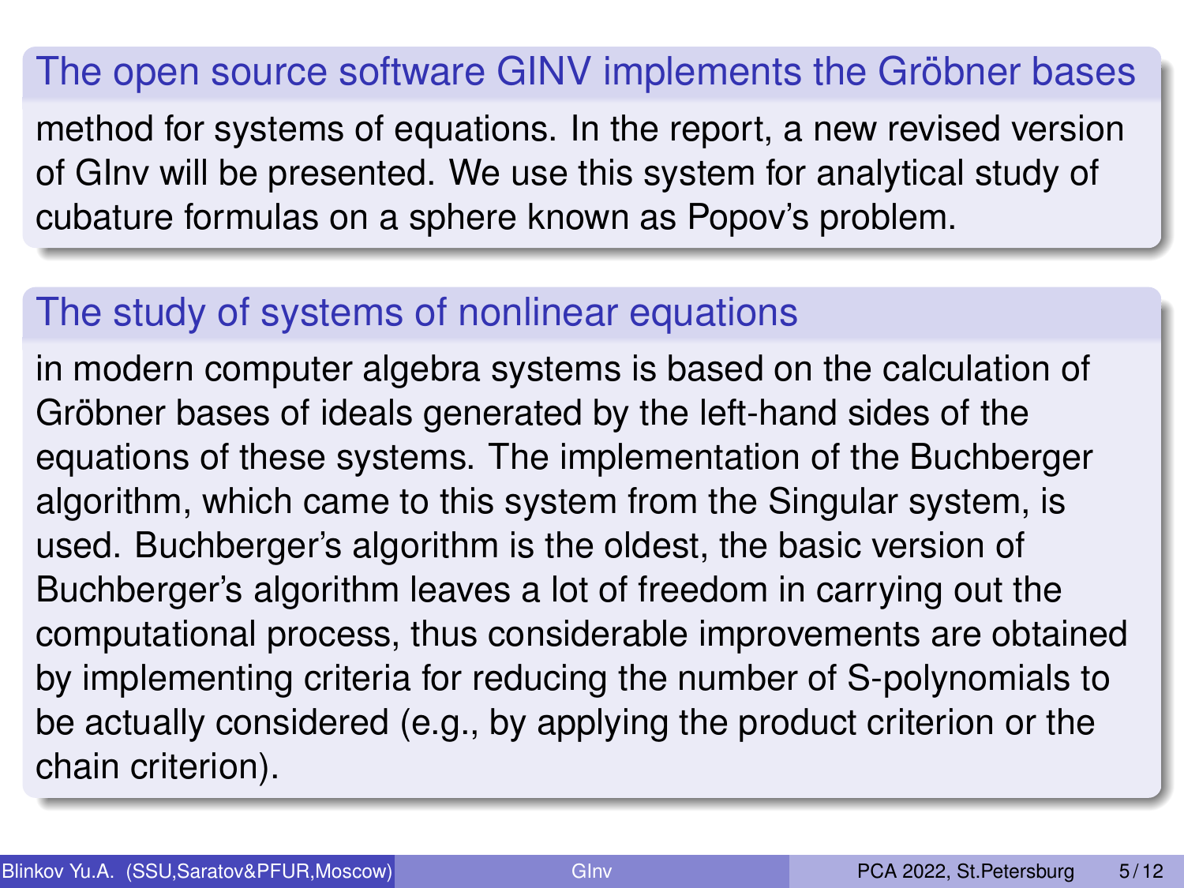## The open source software GINV implements the Gröbner bases

method for systems of equations. In the report, a new revised version of GInv will be presented. We use this system for analytical study of cubature formulas on a sphere known as Popov's problem.

## The study of systems of nonlinear equations

in modern computer algebra systems is based on the calculation of Gröbner bases of ideals generated by the left-hand sides of the equations of these systems. The implementation of the Buchberger algorithm, which came to this system from the Singular system, is used. Buchberger's algorithm is the oldest, the basic version of Buchberger's algorithm leaves a lot of freedom in carrying out the computational process, thus considerable improvements are obtained by implementing criteria for reducing the number of S-polynomials to be actually considered (e.g., by applying the product criterion or the chain criterion).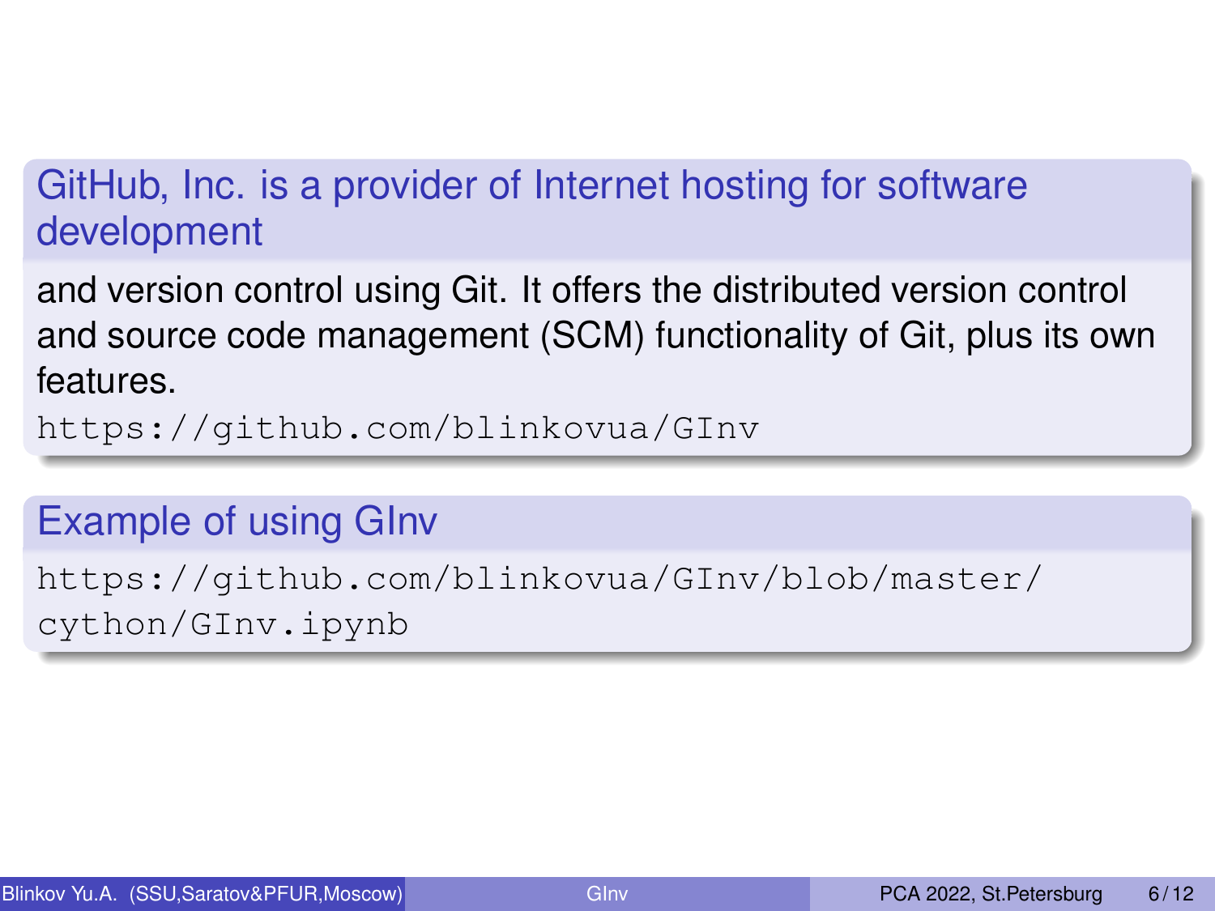### GitHub, Inc. is a provider of Internet hosting for software development

and version control using Git. It offers the distributed version control and source code management (SCM) functionality of Git, plus its own features.

`https://github.com/blinkovua/GInv`

### Example of using GInv

`https://github.com/blinkovua/GInv/blob/master/cython/GInv.ipynb`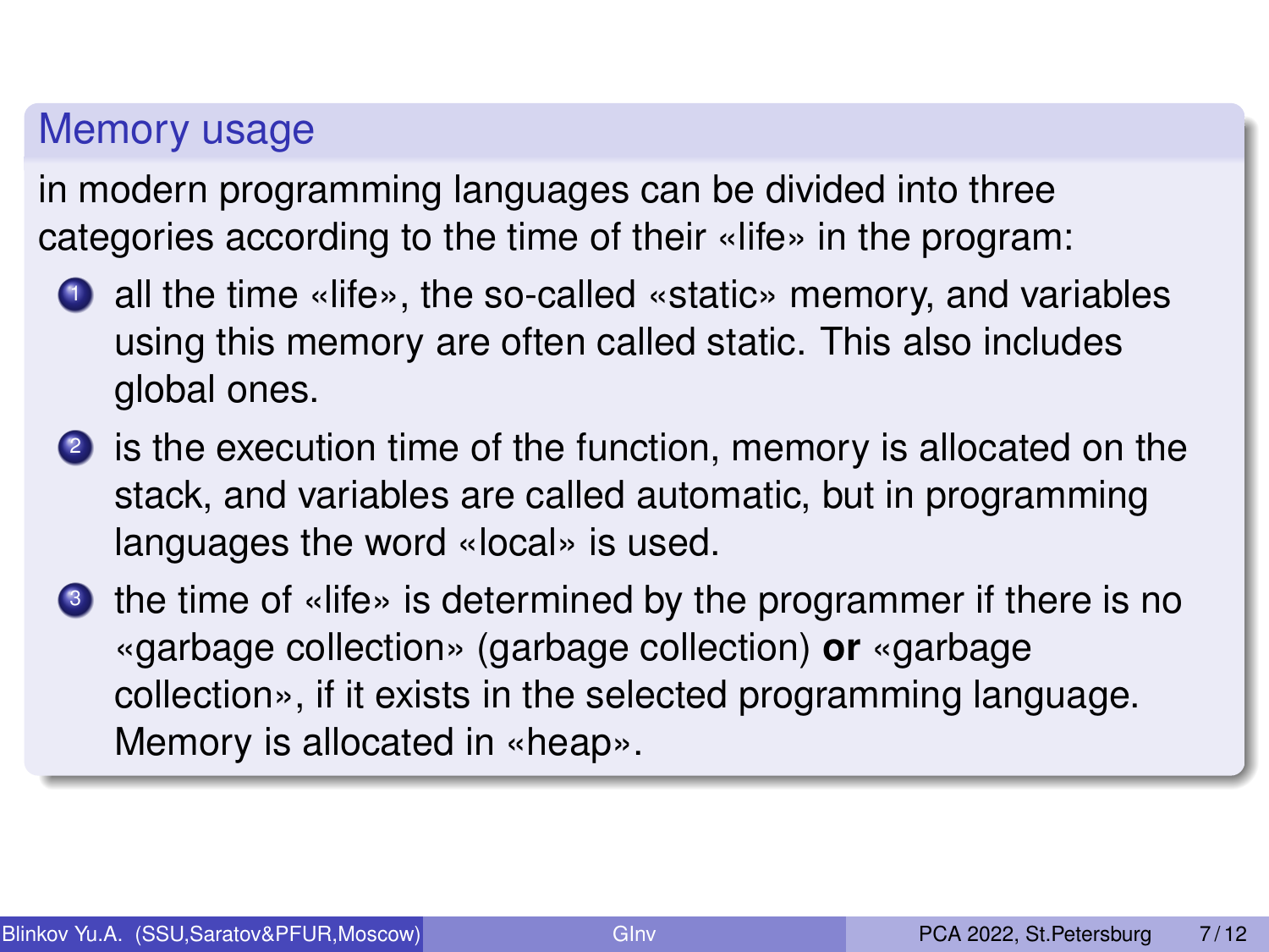## Memory usage

in modern programming languages can be divided into three categories according to the time of their «life» in the program:

1. all the time «life», the so-called «static» memory, and variables using this memory are often called static. This also includes global ones.
2. is the execution time of the function, memory is allocated on the stack, and variables are called automatic, but in programming languages the word «local» is used.
3. the time of «life» is determined by the programmer if there is no «garbage collection» (garbage collection) **or** «garbage collection», if it exists in the selected programming language. Memory is allocated in «heap».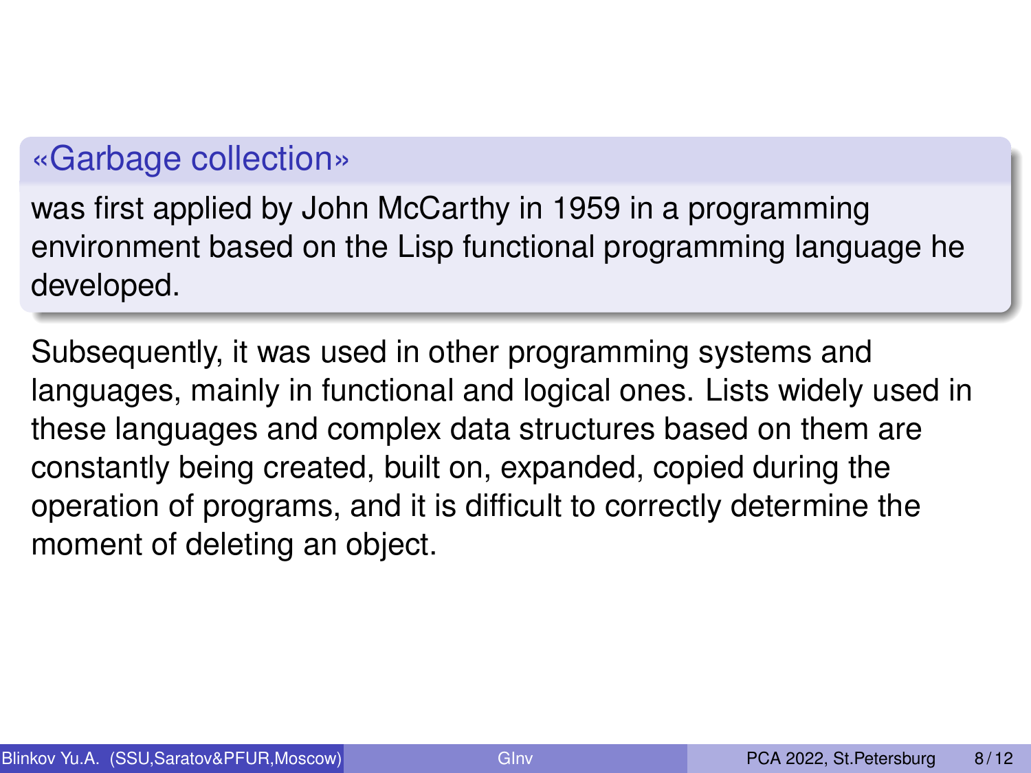### «Garbage collection»

was first applied by John McCarthy in 1959 in a programming environment based on the Lisp functional programming language he developed.

Subsequently, it was used in other programming systems and languages, mainly in functional and logical ones. Lists widely used in these languages and complex data structures based on them are constantly being created, built on, expanded, copied during the operation of programs, and it is difficult to correctly determine the moment of deleting an object.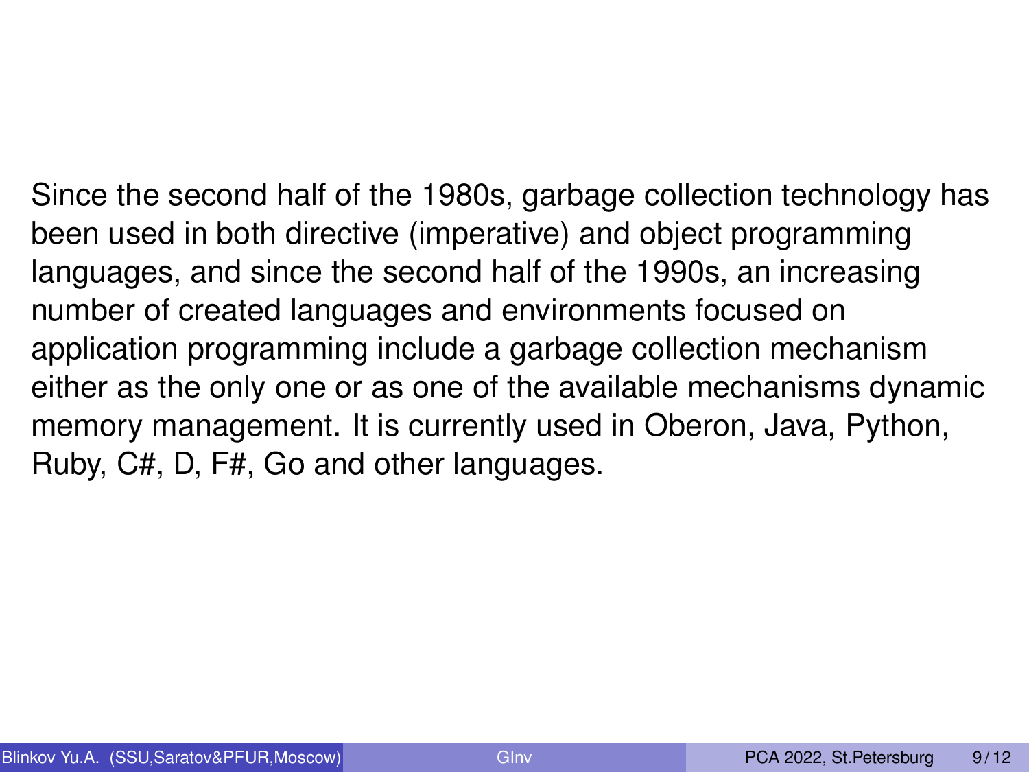Since the second half of the 1980s, garbage collection technology has been used in both directive (imperative) and object programming languages, and since the second half of the 1990s, an increasing number of created languages and environments focused on application programming include a garbage collection mechanism either as the only one or as one of the available mechanisms dynamic memory management. It is currently used in Oberon, Java, Python, Ruby, C#, D, F#, Go and other languages.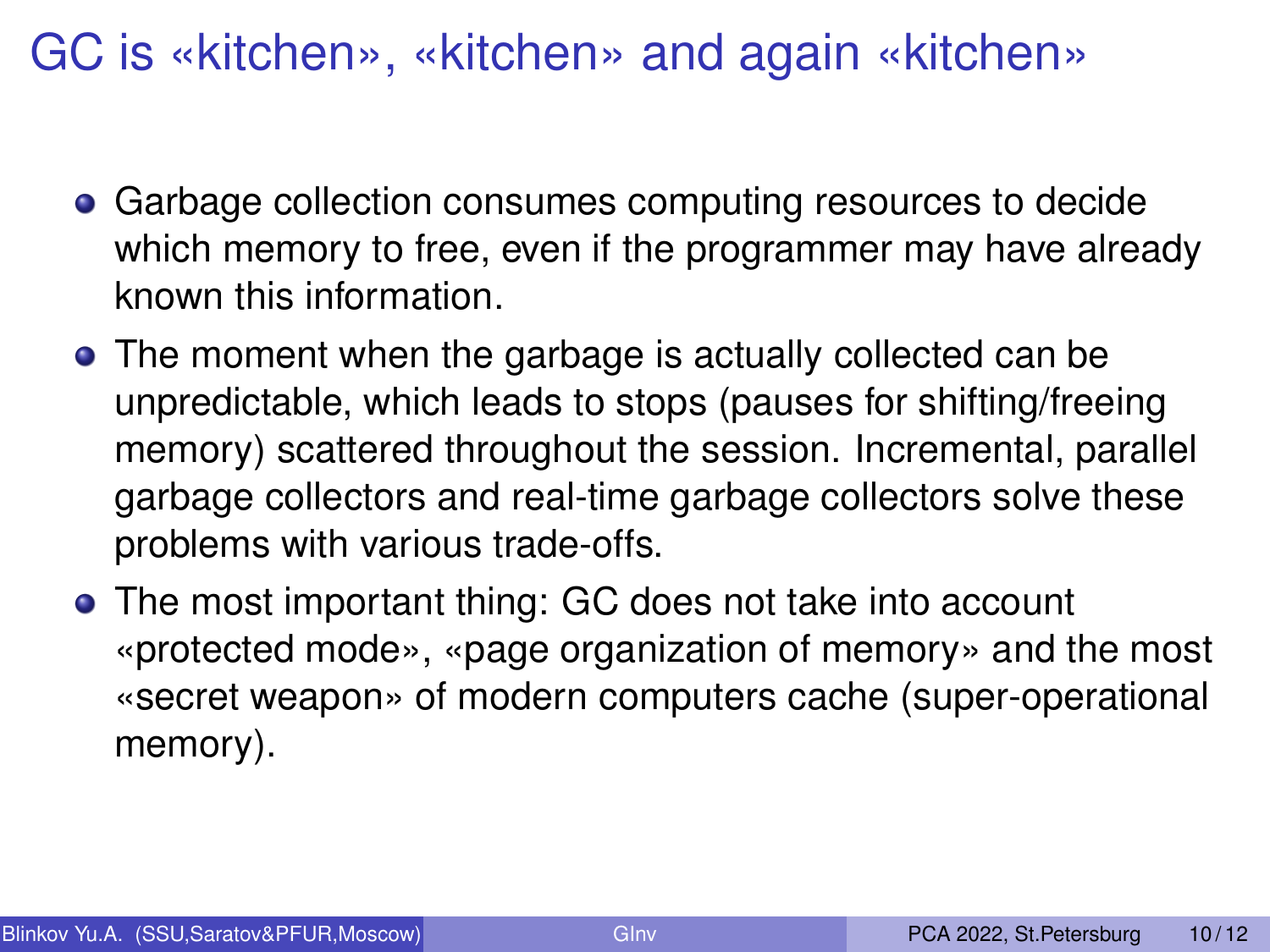# GC is «kitchen», «kitchen» and again «kitchen»

- Garbage collection consumes computing resources to decide which memory to free, even if the programmer may have already known this information.
- The moment when the garbage is actually collected can be unpredictable, which leads to stops (pauses for shifting/freeing memory) scattered throughout the session. Incremental, parallel garbage collectors and real-time garbage collectors solve these problems with various trade-offs.
- The most important thing: GC does not take into account «protected mode», «page organization of memory» and the most «secret weapon» of modern computers cache (super-operational memory).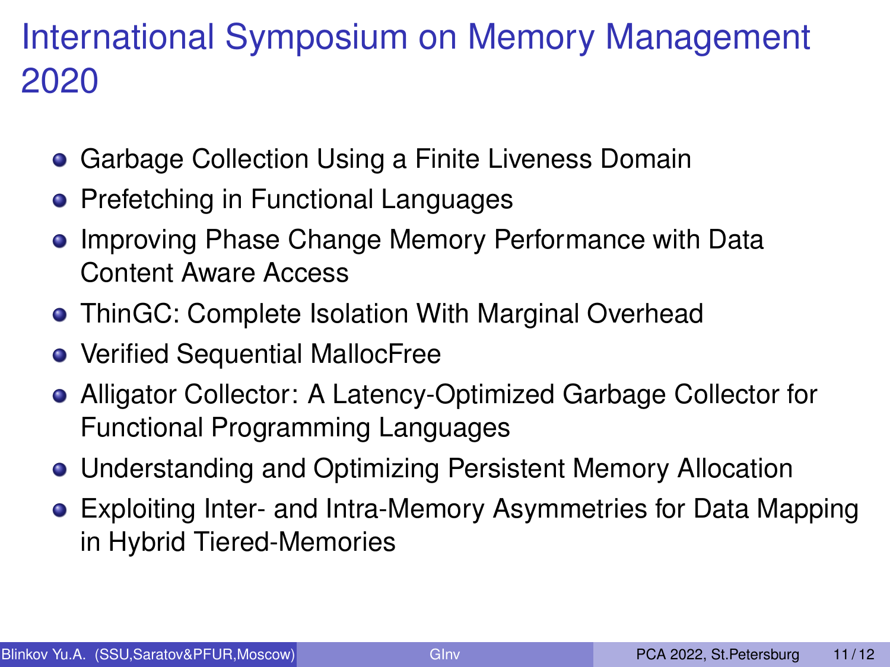# International Symposium on Memory Management 2020

- Garbage Collection Using a Finite Liveness Domain
- Prefetching in Functional Languages
- Improving Phase Change Memory Performance with Data Content Aware Access
- ThinGC: Complete Isolation With Marginal Overhead
- Verified Sequential MallocFree
- Alligator Collector: A Latency-Optimized Garbage Collector for Functional Programming Languages
- Understanding and Optimizing Persistent Memory Allocation
- Exploiting Inter- and Intra-Memory Asymmetries for Data Mapping in Hybrid Tiered-Memories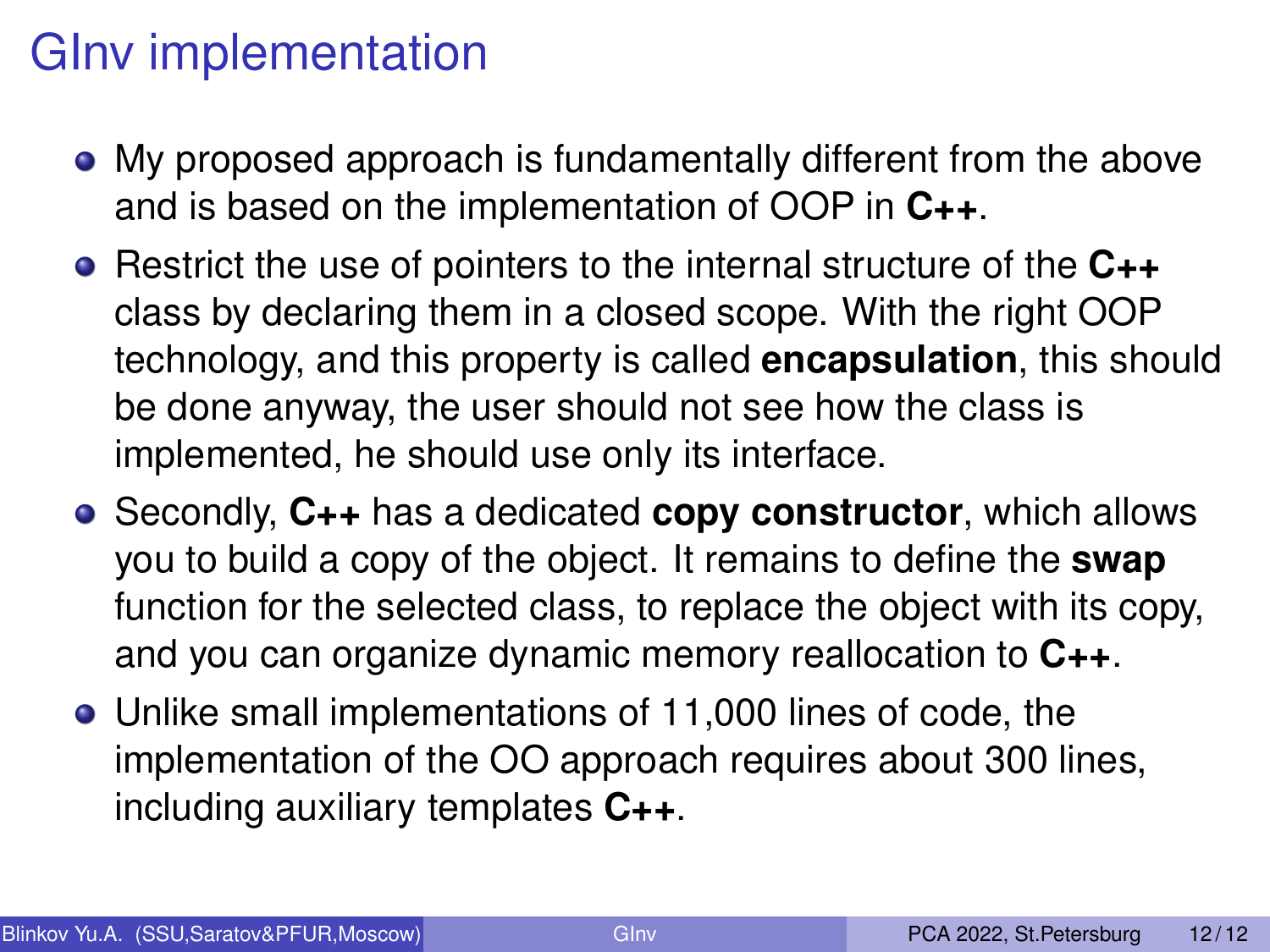# GInv implementation

- My proposed approach is fundamentally different from the above and is based on the implementation of OOP in **C++**.
- Restrict the use of pointers to the internal structure of the **C++** class by declaring them in a closed scope. With the right OOP technology, and this property is called **encapsulation**, this should be done anyway, the user should not see how the class is implemented, he should use only its interface.
- Secondly, **C++** has a dedicated **copy constructor**, which allows you to build a copy of the object. It remains to define the **swap** function for the selected class, to replace the object with its copy, and you can organize dynamic memory reallocation to **C++**.
- Unlike small implementations of 11,000 lines of code, the implementation of the OO approach requires about 300 lines, including auxiliary templates **C++**.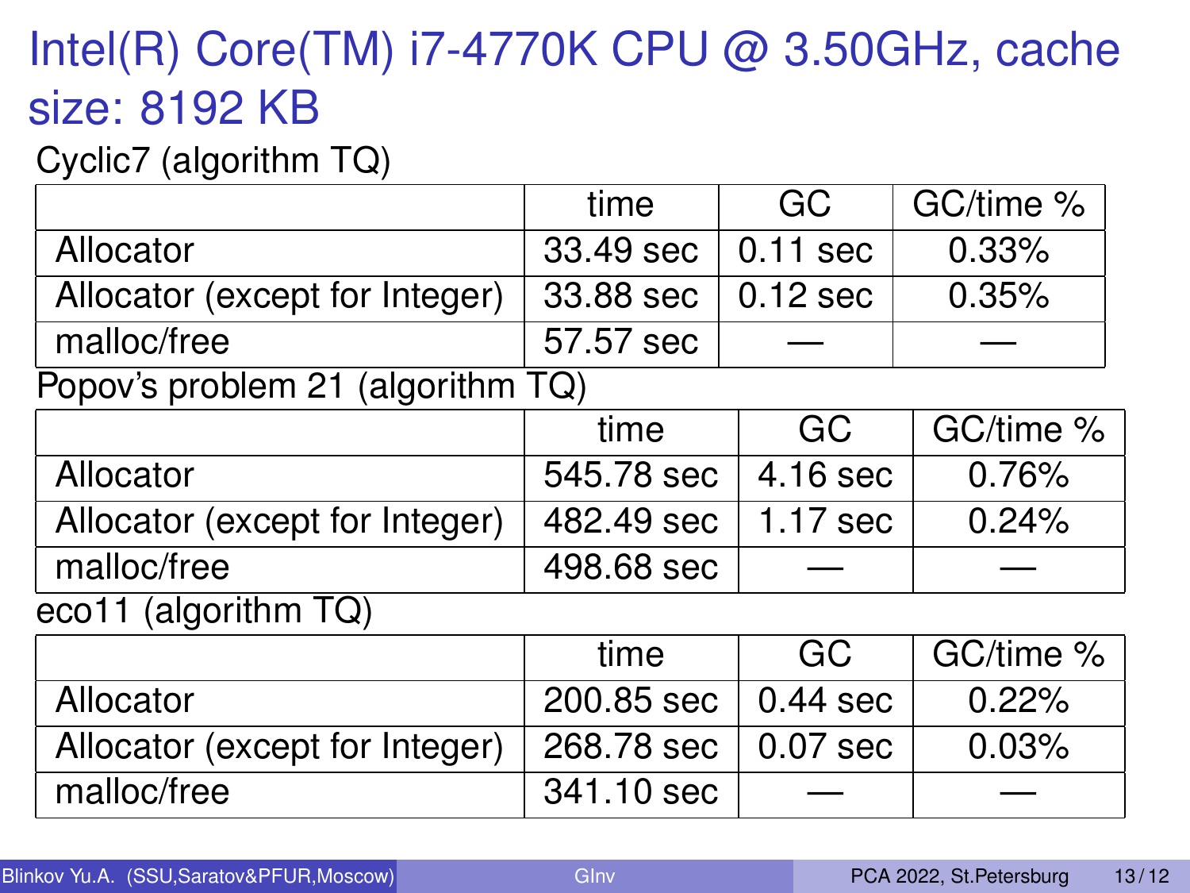# Intel(R) Core(TM) i7-4770K CPU @ 3.50GHz, cache size: 8192 KB

Cyclic7 (algorithm TQ)

| | time | GC | GC/time % |
|---|---|---|---|
| Allocator | 33.49 sec | 0.11 sec | 0.33% |
| Allocator (except for Integer) | 33.88 sec | 0.12 sec | 0.35% |
| malloc/free | 57.57 sec | — | — |

Popov's problem 21 (algorithm TQ)

| | time | GC | GC/time % |
|---|---|---|---|
| Allocator | 545.78 sec | 4.16 sec | 0.76% |
| Allocator (except for Integer) | 482.49 sec | 1.17 sec | 0.24% |
| malloc/free | 498.68 sec | — | — |

eco11 (algorithm TQ)

| | time | GC | GC/time % |
|---|---|---|---|
| Allocator | 200.85 sec | 0.44 sec | 0.22% |
| Allocator (except for Integer) | 268.78 sec | 0.07 sec | 0.03% |
| malloc/free | 341.10 sec | — | — |